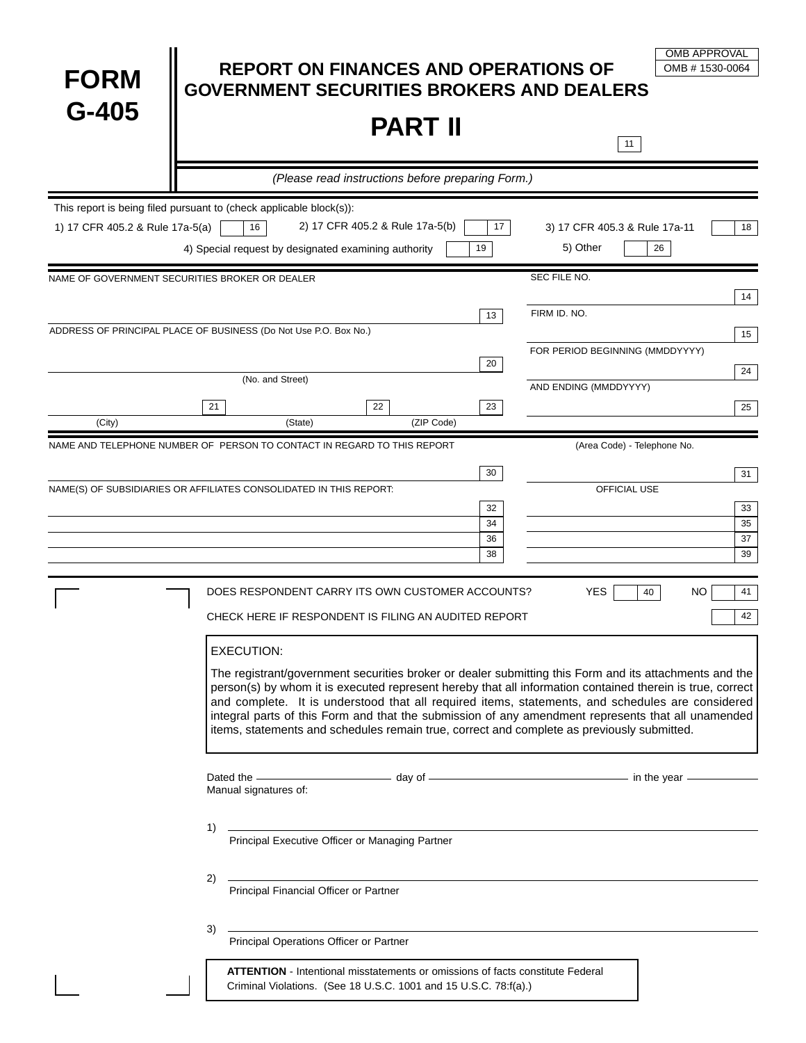# FORM G-405

## REPORT ON FINANCES AND OPERATIONS OF GOVERNMENT SECURITIES BROKERS AND DEALERS

## PART II

OMB APPROVAL
OMB # 1530-0064

11

*(Please read instructions before preparing Form.)*

This report is being filed pursuant to (check applicable block(s)):

1) 17 CFR 405.2 & Rule 17a-5(a) [ ] 16 2) 17 CFR 405.2 & Rule 17a-5(b) [ ] 17 3) 17 CFR 405.3 & Rule 17a-11 [ ] 18

4) Special request by designated examining authority [ ] 19 5) Other [ ] 26

| | |
|---|---|
| NAME OF GOVERNMENT SECURITIES BROKER OR DEALER | SEC FILE NO. |
| 13 | 14 |
| | FIRM ID. NO. |
| | 15 |
| ADDRESS OF PRINCIPAL PLACE OF BUSINESS (Do Not Use P.O. Box No.) | FOR PERIOD BEGINNING (MMDDYYYY) |
| 20 (No. and Street) | 24 |
| | AND ENDING (MMDDYYYY) |
| 21 (City) 22 (State) 23 (ZIP Code) | 25 |

| | |
|---|---|
| NAME AND TELEPHONE NUMBER OF PERSON TO CONTACT IN REGARD TO THIS REPORT | (Area Code) - Telephone No. |
| 30 | 31 |
| NAME(S) OF SUBSIDIARIES OR AFFILIATES CONSOLIDATED IN THIS REPORT: | OFFICIAL USE |
| 32 | 33 |
| 34 | 35 |
| 36 | 37 |
| 38 | 39 |

DOES RESPONDENT CARRY ITS OWN CUSTOMER ACCOUNTS? YES [ ] 40 NO [ ] 41

CHECK HERE IF RESPONDENT IS FILING AN AUDITED REPORT [ ] 42

EXECUTION:

The registrant/government securities broker or dealer submitting this Form and its attachments and the person(s) by whom it is executed represent hereby that all information contained therein is true, correct and complete. It is understood that all required items, statements, and schedules are considered integral parts of this Form and that the submission of any amendment represents that all unamended items, statements and schedules remain true, correct and complete as previously submitted.

Dated the ______________ day of ______________ in the year ______________

Manual signatures of:

1) ______________________________
Principal Executive Officer or Managing Partner

2) ______________________________
Principal Financial Officer or Partner

3) ______________________________
Principal Operations Officer or Partner

**ATTENTION** - Intentional misstatements or omissions of facts constitute Federal Criminal Violations. (See 18 U.S.C. 1001 and 15 U.S.C. 78:f(a).)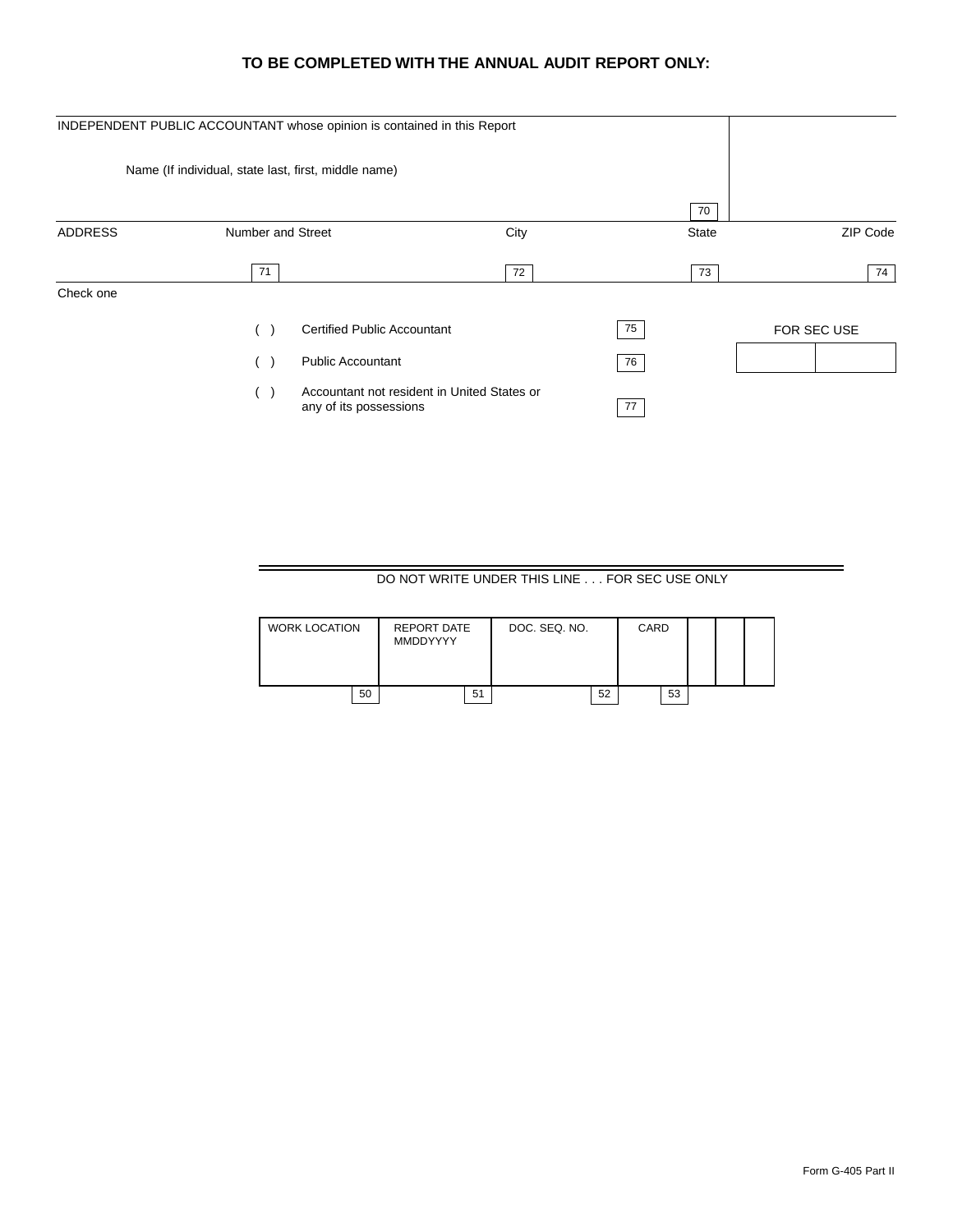## TO BE COMPLETED WITH THE ANNUAL AUDIT REPORT ONLY:

INDEPENDENT PUBLIC ACCOUNTANT whose opinion is contained in this Report

Name (If individual, state last, first, middle name)

70

| ADDRESS | Number and Street | City | State | ZIP Code |
|---|---|---|---|---|
| | 71 | 72 | 73 | 74 |

Check one

( ) Certified Public Accountant 75

( ) Public Accountant 76

( ) Accountant not resident in United States or any of its possessions 77

FOR SEC USE

DO NOT WRITE UNDER THIS LINE . . . FOR SEC USE ONLY

| WORK LOCATION | REPORT DATE MMDDYYYY | DOC. SEQ. NO. | CARD | | | |
|---|---|---|---|---|---|---|
| 50 | 51 | 52 | 53 | | | |

Form G-405 Part II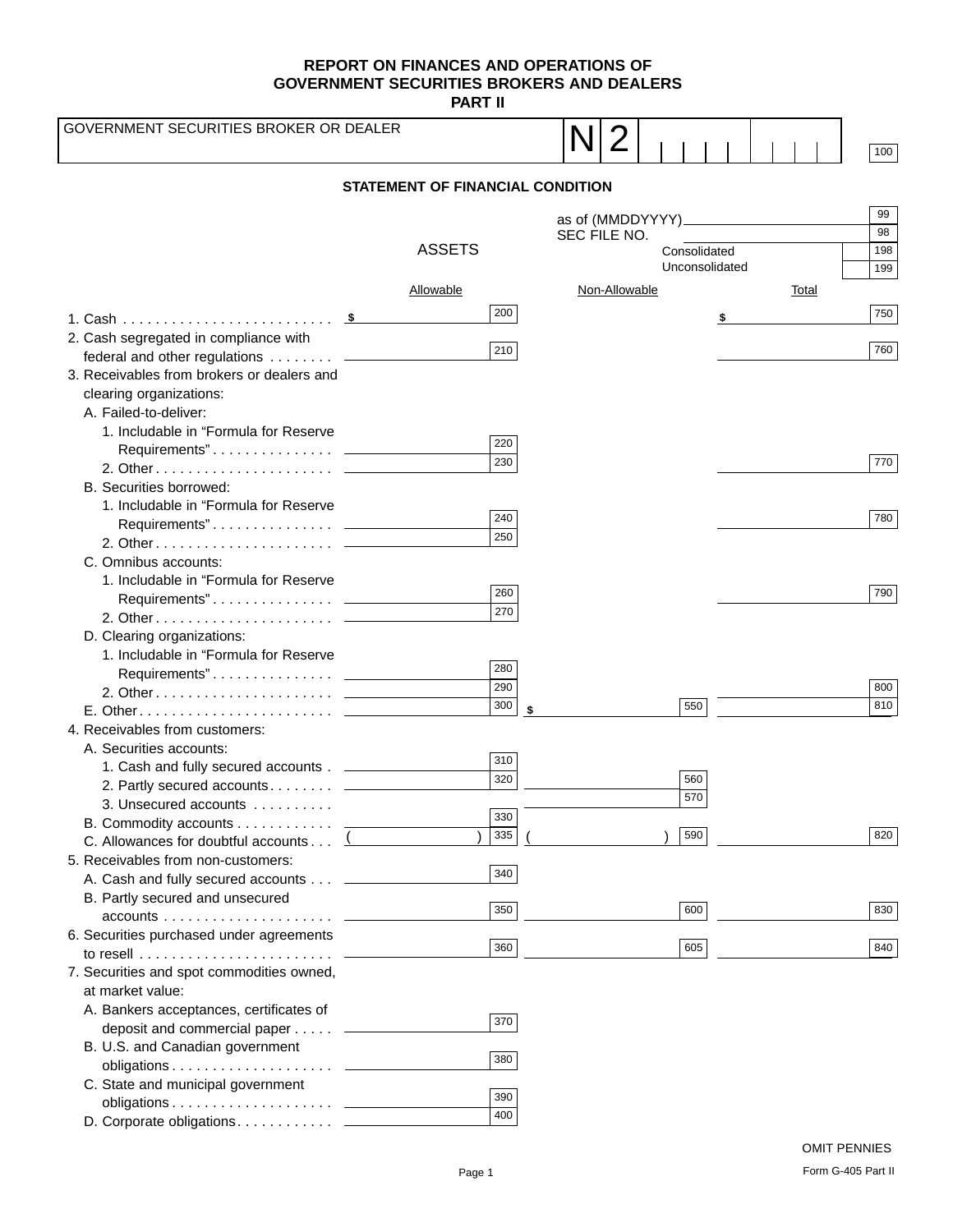# REPORT ON FINANCES AND OPERATIONS OF GOVERNMENT SECURITIES BROKERS AND DEALERS

## PART II

GOVERNMENT SECURITIES BROKER OR DEALER | N 2 | 100

## STATEMENT OF FINANCIAL CONDITION

as of (MMDDYYYY) ______ 99

SEC FILE NO. ______ 98

Consolidated 198

Unconsolidated 199

### ASSETS

| | Allowable | | Non-Allowable | | Total | |
|---|---|---|---|---|---|---|
| 1. Cash | $ | 200 | | | $ | 750 |
| 2. Cash segregated in compliance with federal and other regulations | | 210 | | | | 760 |
| 3. Receivables from brokers or dealers and clearing organizations: | | | | | | |
| A. Failed-to-deliver: | | | | | | |
| 1. Includable in "Formula for Reserve Requirements" | | 220 | | | | |
| 2. Other | | 230 | | | | 770 |
| B. Securities borrowed: | | | | | | |
| 1. Includable in "Formula for Reserve Requirements" | | 240 | | | | 780 |
| 2. Other | | 250 | | | | |
| C. Omnibus accounts: | | | | | | |
| 1. Includable in "Formula for Reserve Requirements" | | 260 | | | | 790 |
| 2. Other | | 270 | | | | |
| D. Clearing organizations: | | | | | | |
| 1. Includable in "Formula for Reserve Requirements" | | 280 | | | | |
| 2. Other | | 290 | | | | 800 |
| E. Other | | 300 | $ | 550 | | 810 |
| 4. Receivables from customers: | | | | | | |
| A. Securities accounts: | | | | | | |
| 1. Cash and fully secured accounts | | 310 | | | | |
| 2. Partly secured accounts | | 320 | | 560 | | |
| 3. Unsecured accounts | | | | 570 | | |
| B. Commodity accounts | | 330 | | | | |
| C. Allowances for doubtful accounts | ( ) | 335 | ( ) | 590 | | 820 |
| 5. Receivables from non-customers: | | | | | | |
| A. Cash and fully secured accounts | | 340 | | | | |
| B. Partly secured and unsecured accounts | | 350 | | 600 | | 830 |
| 6. Securities purchased under agreements to resell | | 360 | | 605 | | 840 |
| 7. Securities and spot commodities owned, at market value: | | | | | | |
| A. Bankers acceptances, certificates of deposit and commercial paper | | 370 | | | | |
| B. U.S. and Canadian government obligations | | 380 | | | | |
| C. State and municipal government obligations | | 390 | | | | |
| D. Corporate obligations | | 400 | | | | |

OMIT PENNIES

Form G-405 Part II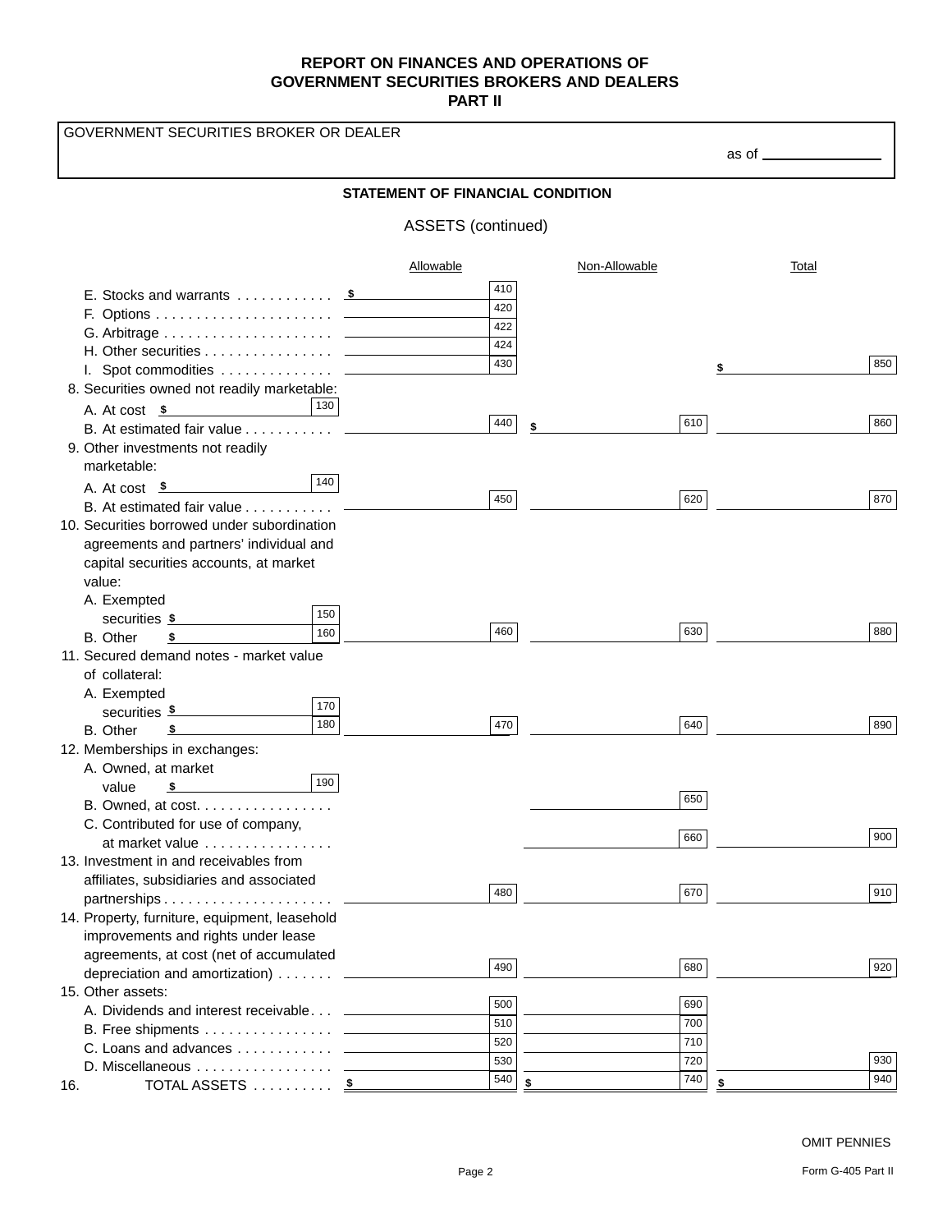# REPORT ON FINANCES AND OPERATIONS OF GOVERNMENT SECURITIES BROKERS AND DEALERS
## PART II

GOVERNMENT SECURITIES BROKER OR DEALER

as of ________________

### STATEMENT OF FINANCIAL CONDITION

ASSETS (continued)

| | Allowable | Non-Allowable | Total |
|---|---|---|---|
| E. Stocks and warrants | $ [410] | | |
| F. Options | [420] | | |
| G. Arbitrage | [422] | | |
| H. Other securities | [424] | | |
| I. Spot commodities | [430] | | $ [850] |
| 8. Securities owned not readily marketable: | | | |
| A. At cost $ [130] | | | |
| B. At estimated fair value | [440] | $ [610] | [860] |
| 9. Other investments not readily marketable: | | | |
| A. At cost $ [140] | | | |
| B. At estimated fair value | [450] | [620] | [870] |
| 10. Securities borrowed under subordination agreements and partners' individual and capital securities accounts, at market value: | | | |
| A. Exempted securities $ [150] | | | |
| B. Other $ [160] | [460] | [630] | [880] |
| 11. Secured demand notes - market value of collateral: | | | |
| A. Exempted securities $ [170] | | | |
| B. Other $ [180] | [470] | [640] | [890] |
| 12. Memberships in exchanges: | | | |
| A. Owned, at market value $ [190] | | | |
| B. Owned, at cost | | [650] | |
| C. Contributed for use of company, at market value | | [660] | [900] |
| 13. Investment in and receivables from affiliates, subsidiaries and associated partnerships | [480] | [670] | [910] |
| 14. Property, furniture, equipment, leasehold improvements and rights under lease agreements, at cost (net of accumulated depreciation and amortization) | [490] | [680] | [920] |
| 15. Other assets: | | | |
| A. Dividends and interest receivable | [500] | [690] | |
| B. Free shipments | [510] | [700] | |
| C. Loans and advances | [520] | [710] | |
| D. Miscellaneous | [530] | [720] | [930] |
| 16. TOTAL ASSETS | $ [540] | $ [740] | $ [940] |

OMIT PENNIES

Form G-405 Part II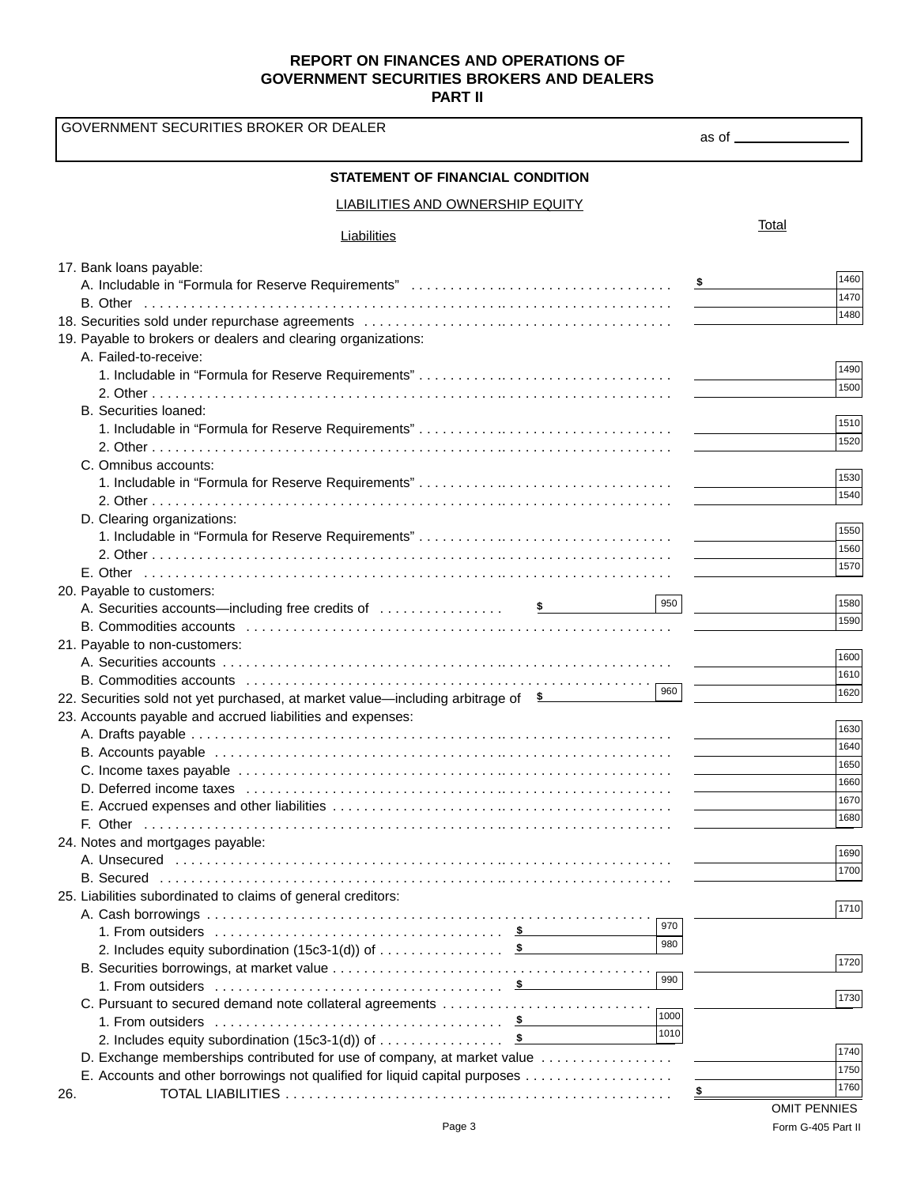# REPORT ON FINANCES AND OPERATIONS OF GOVERNMENT SECURITIES BROKERS AND DEALERS

## PART II

GOVERNMENT SECURITIES BROKER OR DEALER

as of ______________

### STATEMENT OF FINANCIAL CONDITION

LIABILITIES AND OWNERSHIP EQUITY

| Liabilities | | | Total | |
|---|---|---|---|---|
| 17. Bank loans payable: | | | | |
| A. Includable in "Formula for Reserve Requirements" | | | $ | 1460 |
| B. Other | | | | 1470 |
| 18. Securities sold under repurchase agreements | | | | 1480 |
| 19. Payable to brokers or dealers and clearing organizations: | | | | |
| A. Failed-to-receive: | | | | |
| 1. Includable in "Formula for Reserve Requirements" | | | | 1490 |
| 2. Other | | | | 1500 |
| B. Securities loaned: | | | | |
| 1. Includable in "Formula for Reserve Requirements" | | | | 1510 |
| 2. Other | | | | 1520 |
| C. Omnibus accounts: | | | | |
| 1. Includable in "Formula for Reserve Requirements" | | | | 1530 |
| 2. Other | | | | 1540 |
| D. Clearing organizations: | | | | |
| 1. Includable in "Formula for Reserve Requirements" | | | | 1550 |
| 2. Other | | | | 1560 |
| E. Other | | | | 1570 |
| 20. Payable to customers: | | | | |
| A. Securities accounts—including free credits of | $ | 950 | | 1580 |
| B. Commodities accounts | | | | 1590 |
| 21. Payable to non-customers: | | | | |
| A. Securities accounts | | | | 1600 |
| B. Commodities accounts | | | | 1610 |
| 22. Securities sold not yet purchased, at market value—including arbitrage of | $ | 960 | | 1620 |
| 23. Accounts payable and accrued liabilities and expenses: | | | | |
| A. Drafts payable | | | | 1630 |
| B. Accounts payable | | | | 1640 |
| C. Income taxes payable | | | | 1650 |
| D. Deferred income taxes | | | | 1660 |
| E. Accrued expenses and other liabilities | | | | 1670 |
| F. Other | | | | 1680 |
| 24. Notes and mortgages payable: | | | | |
| A. Unsecured | | | | 1690 |
| B. Secured | | | | 1700 |
| 25. Liabilities subordinated to claims of general creditors: | | | | |
| A. Cash borrowings | | | | 1710 |
| 1. From outsiders | $ | 970 | | |
| 2. Includes equity subordination (15c3-1(d)) of | $ | 980 | | |
| B. Securities borrowings, at market value | | | | 1720 |
| 1. From outsiders | $ | 990 | | |
| C. Pursuant to secured demand note collateral agreements | | | | 1730 |
| 1. From outsiders | $ | 1000 | | |
| 2. Includes equity subordination (15c3-1(d)) of | $ | 1010 | | |
| D. Exchange memberships contributed for use of company, at market value | | | | 1740 |
| E. Accounts and other borrowings not qualified for liquid capital purposes | | | | 1750 |
| 26. TOTAL LIABILITIES | | | $ | 1760 |

OMIT PENNIES

Form G-405 Part II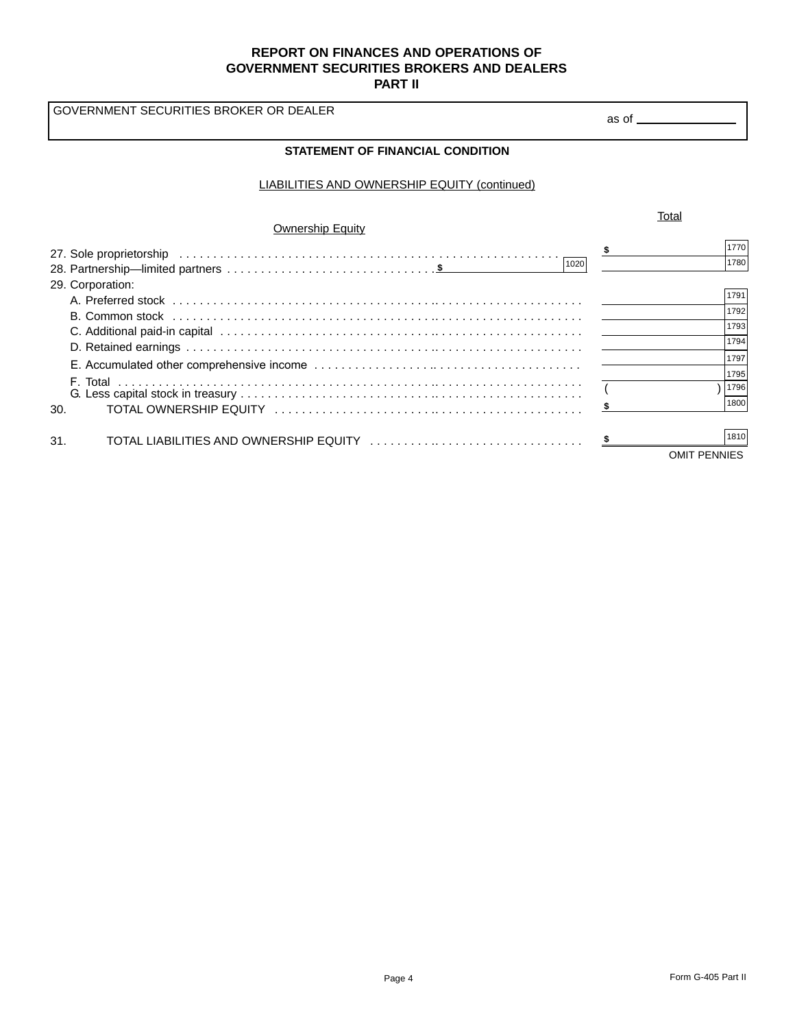# REPORT ON FINANCES AND OPERATIONS OF GOVERNMENT SECURITIES BROKERS AND DEALERS
## PART II

GOVERNMENT SECURITIES BROKER OR DEALER

as of ______________

### STATEMENT OF FINANCIAL CONDITION

LIABILITIES AND OWNERSHIP EQUITY (continued)

| Ownership Equity | | Total |
|---|---|---|
| 27. Sole proprietorship | | $ [1770] |
| 28. Partnership—limited partners | $ [1020] | [1780] |
| 29. Corporation: | | |
| A. Preferred stock | | [1791] |
| B. Common stock | | [1792] |
| C. Additional paid-in capital | | [1793] |
| D. Retained earnings | | [1794] |
| E. Accumulated other comprehensive income | | [1797] |
| F. Total | | [1795] |
| G. Less capital stock in treasury | | ( ) [1796] |
| 30. TOTAL OWNERSHIP EQUITY | | $ [1800] |
| 31. TOTAL LIABILITIES AND OWNERSHIP EQUITY | | $ [1810] |

OMIT PENNIES

Form G-405 Part II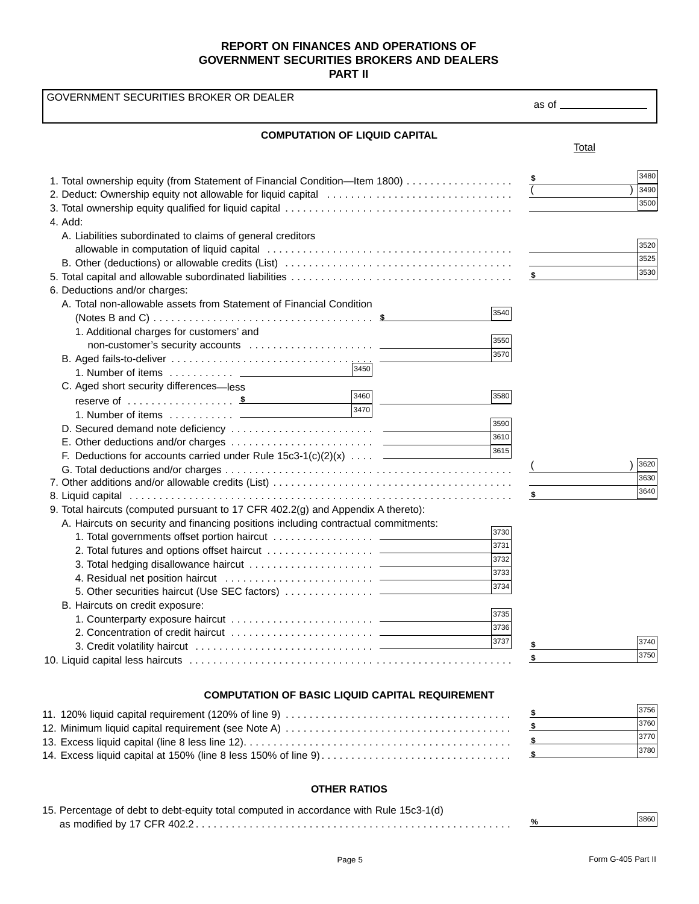# REPORT ON FINANCES AND OPERATIONS OF GOVERNMENT SECURITIES BROKERS AND DEALERS
## PART II

GOVERNMENT SECURITIES BROKER OR DEALER

as of ______________

### COMPUTATION OF LIQUID CAPITAL

| | | | Total | |
|---|---|---|---|---|
| 1. Total ownership equity (from Statement of Financial Condition—Item 1800) | | | $ | 3480 |
| 2. Deduct: Ownership equity not allowable for liquid capital | | | ( ) | 3490 |
| 3. Total ownership equity qualified for liquid capital | | | | 3500 |
| 4. Add: | | | | |
| A. Liabilities subordinated to claims of general creditors allowable in computation of liquid capital | | | | 3520 |
| B. Other (deductions) or allowable credits (List) | | | | 3525 |
| 5. Total capital and allowable subordinated liabilities | | | $ | 3530 |
| 6. Deductions and/or charges: | | | | |
| A. Total non-allowable assets from Statement of Financial Condition (Notes B and C) | | $ 3540 | | |
| 1. Additional charges for customers' and non-customer's security accounts | | 3550 | | |
| B. Aged fails-to-deliver | | 3570 | | |
| 1. Number of items | 3450 | | | |
| C. Aged short security differences—less reserve of | $ 3460 | 3580 | | |
| 1. Number of items | 3470 | | | |
| D. Secured demand note deficiency | | 3590 | | |
| E. Other deductions and/or charges | | 3610 | | |
| F. Deductions for accounts carried under Rule 15c3-1(c)(2)(x) | | 3615 | | |
| G. Total deductions and/or charges | | | ( ) | 3620 |
| 7. Other additions and/or allowable credits (List) | | | | 3630 |
| 8. Liquid capital | | | $ | 3640 |
| 9. Total haircuts (computed pursuant to 17 CFR 402.2(g) and Appendix A thereto): | | | | |
| A. Haircuts on security and financing positions including contractual commitments: | | | | |
| 1. Total governments offset portion haircut | | 3730 | | |
| 2. Total futures and options offset haircut | | 3731 | | |
| 3. Total hedging disallowance haircut | | 3732 | | |
| 4. Residual net position haircut | | 3733 | | |
| 5. Other securities haircut (Use SEC factors) | | 3734 | | |
| B. Haircuts on credit exposure: | | | | |
| 1. Counterparty exposure haircut | | 3735 | | |
| 2. Concentration of credit haircut | | 3736 | | |
| 3. Credit volatility haircut | | 3737 | $ | 3740 |
| 10. Liquid capital less haircuts | | | $ | 3750 |

### COMPUTATION OF BASIC LIQUID CAPITAL REQUIREMENT

| | | |
|---|---|---|
| 11. 120% liquid capital requirement (120% of line 9) | $ | 3756 |
| 12. Minimum liquid capital requirement (see Note A) | $ | 3760 |
| 13. Excess liquid capital (line 8 less line 12) | $ | 3770 |
| 14. Excess liquid capital at 150% (line 8 less 150% of line 9) | $ | 3780 |

### OTHER RATIOS

| | | |
|---|---|---|
| 15. Percentage of debt to debt-equity total computed in accordance with Rule 15c3-1(d) as modified by 17 CFR 402.2 | % | 3860 |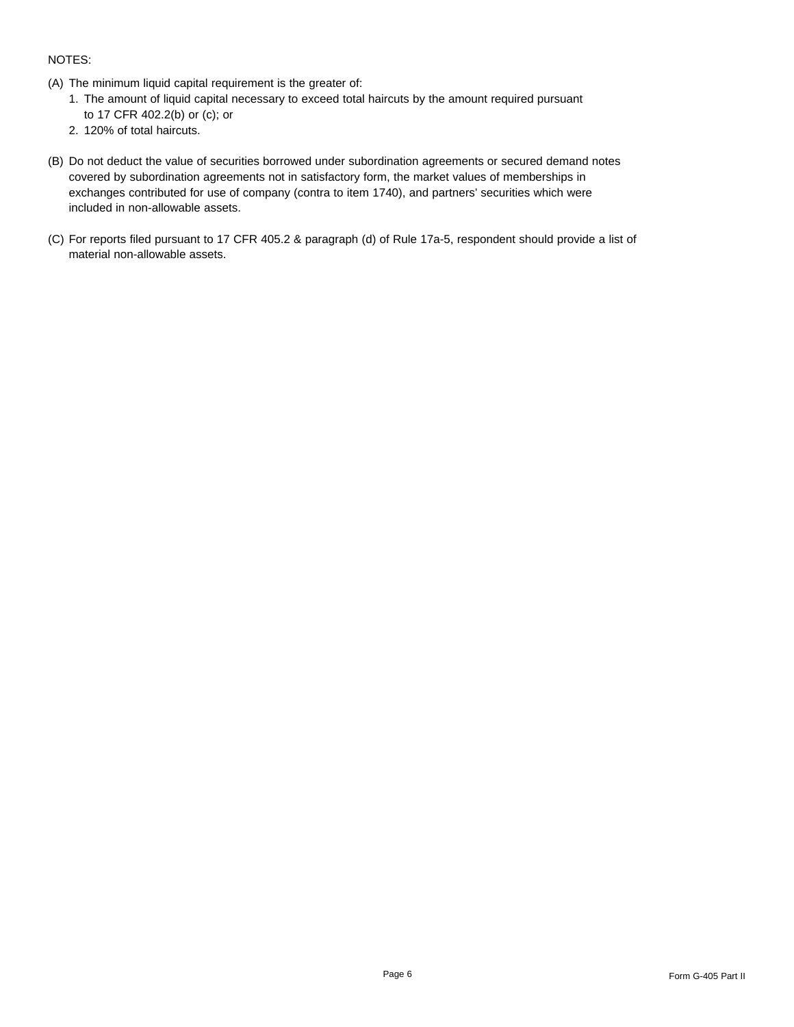NOTES:

(A) The minimum liquid capital requirement is the greater of:

1. The amount of liquid capital necessary to exceed total haircuts by the amount required pursuant to 17 CFR 402.2(b) or (c); or
2. 120% of total haircuts.

(B) Do not deduct the value of securities borrowed under subordination agreements or secured demand notes covered by subordination agreements not in satisfactory form, the market values of memberships in exchanges contributed for use of company (contra to item 1740), and partners' securities which were included in non-allowable assets.

(C) For reports filed pursuant to 17 CFR 405.2 & paragraph (d) of Rule 17a-5, respondent should provide a list of material non-allowable assets.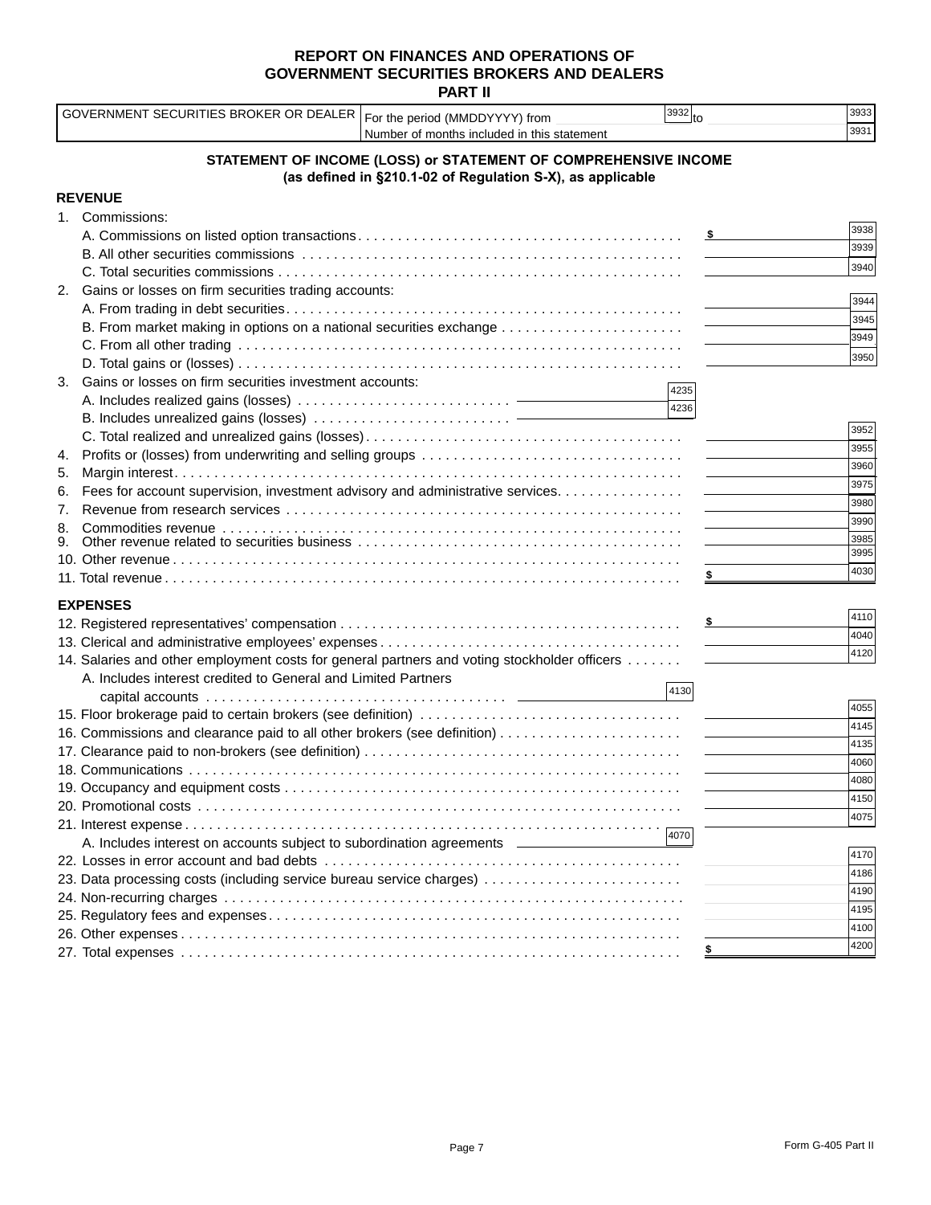# REPORT ON FINANCES AND OPERATIONS OF GOVERNMENT SECURITIES BROKERS AND DEALERS

## PART II

| GOVERNMENT SECURITIES BROKER OR DEALER | For the period (MMDDYYYY) from [3932] to [3933] |
|---|---|
| | Number of months included in this statement [3931] |

### STATEMENT OF INCOME (LOSS) or STATEMENT OF COMPREHENSIVE INCOME (as defined in §210.1-02 of Regulation S-X), as applicable

**REVENUE**

1. Commissions:
   - A. Commissions on listed option transactions . . . $ [3938]
   - B. All other securities commissions . . . [3939]
   - C. Total securities commissions . . . [3940]
2. Gains or losses on firm securities trading accounts:
   - A. From trading in debt securities . . . [3944]
   - B. From market making in options on a national securities exchange . . . [3945]
   - C. From all other trading . . . [3949]
   - D. Total gains or (losses) . . . [3950]
3. Gains or losses on firm securities investment accounts:
   - A. Includes realized gains (losses) . . . [4235]
   - B. Includes unrealized gains (losses) . . . [4236]
   - C. Total realized and unrealized gains (losses) . . . [3952]
4. Profits or (losses) from underwriting and selling groups . . . [3955]
5. Margin interest . . . [3960]
6. Fees for account supervision, investment advisory and administrative services . . . [3975]
7. Revenue from research services . . . [3980]
8. Commodities revenue . . . [3990]
9. Other revenue related to securities business . . . [3985]
10. Other revenue . . . [3995]
11. Total revenue . . . $ [4030]

**EXPENSES**

12. Registered representatives' compensation . . . $ [4110]
13. Clerical and administrative employees' expenses . . . [4040]
14. Salaries and other employment costs for general partners and voting stockholder officers . . . [4120]
    - A. Includes interest credited to General and Limited Partners capital accounts . . . [4130]
15. Floor brokerage paid to certain brokers (see definition) . . . [4055]
16. Commissions and clearance paid to all other brokers (see definition) . . . [4145]
17. Clearance paid to non-brokers (see definition) . . . [4135]
18. Communications . . . [4060]
19. Occupancy and equipment costs . . . [4080]
20. Promotional costs . . . [4150]
21. Interest expense . . . [4075]
    - A. Includes interest on accounts subject to subordination agreements [4070]
22. Losses in error account and bad debts . . . [4170]
23. Data processing costs (including service bureau service charges) . . . [4186]
24. Non-recurring charges . . . [4190]
25. Regulatory fees and expenses . . . [4195]
26. Other expenses . . . [4100]
27. Total expenses . . . $ [4200]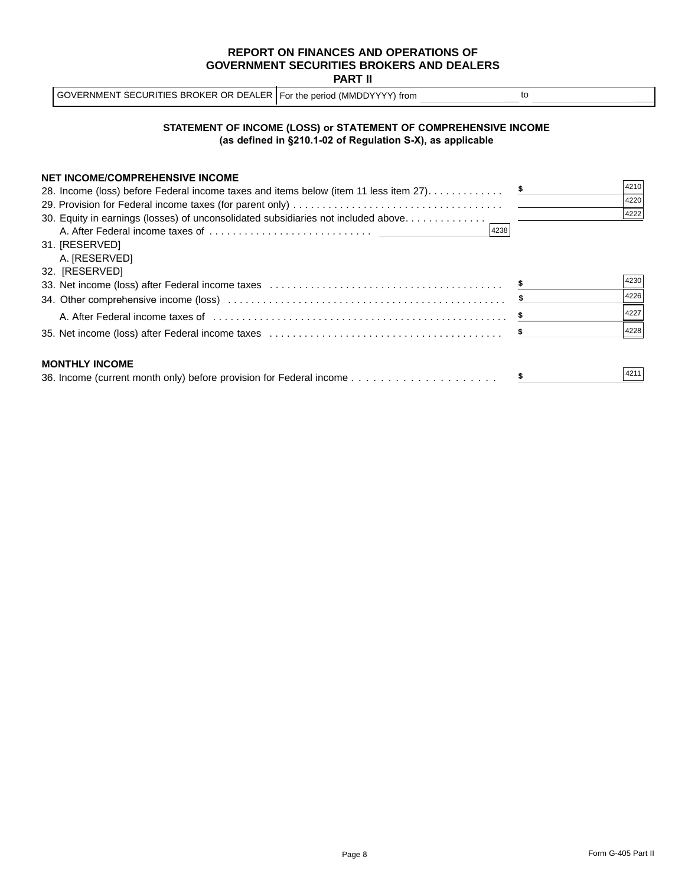# REPORT ON FINANCES AND OPERATIONS OF GOVERNMENT SECURITIES BROKERS AND DEALERS
## PART II

| GOVERNMENT SECURITIES BROKER OR DEALER | For the period (MMDDYYYY) from ______ to ______ |
|---|---|

### STATEMENT OF INCOME (LOSS) or STATEMENT OF COMPREHENSIVE INCOME (as defined in §210.1-02 of Regulation S-X), as applicable

**NET INCOME/COMPREHENSIVE INCOME**

| Item | | Amount |
|---|---|---|
| 28. Income (loss) before Federal income taxes and items below (item 11 less item 27) | | $ [4210] |
| 29. Provision for Federal income taxes (for parent only) | | [4220] |
| 30. Equity in earnings (losses) of unconsolidated subsidiaries not included above | | [4222] |
| A. After Federal income taxes of | [4238] | |
| 31. [RESERVED] | | |
| A. [RESERVED] | | |
| 32. [RESERVED] | | |
| 33. Net income (loss) after Federal income taxes | | $ [4230] |
| 34. Other comprehensive income (loss) | | $ [4226] |
| A. After Federal income taxes of | | $ [4227] |
| 35. Net income (loss) after Federal income taxes | | $ [4228] |

**MONTHLY INCOME**

| Item | Amount |
|---|---|
| 36. Income (current month only) before provision for Federal income | $ [4211] |

Page 8

Form G-405 Part II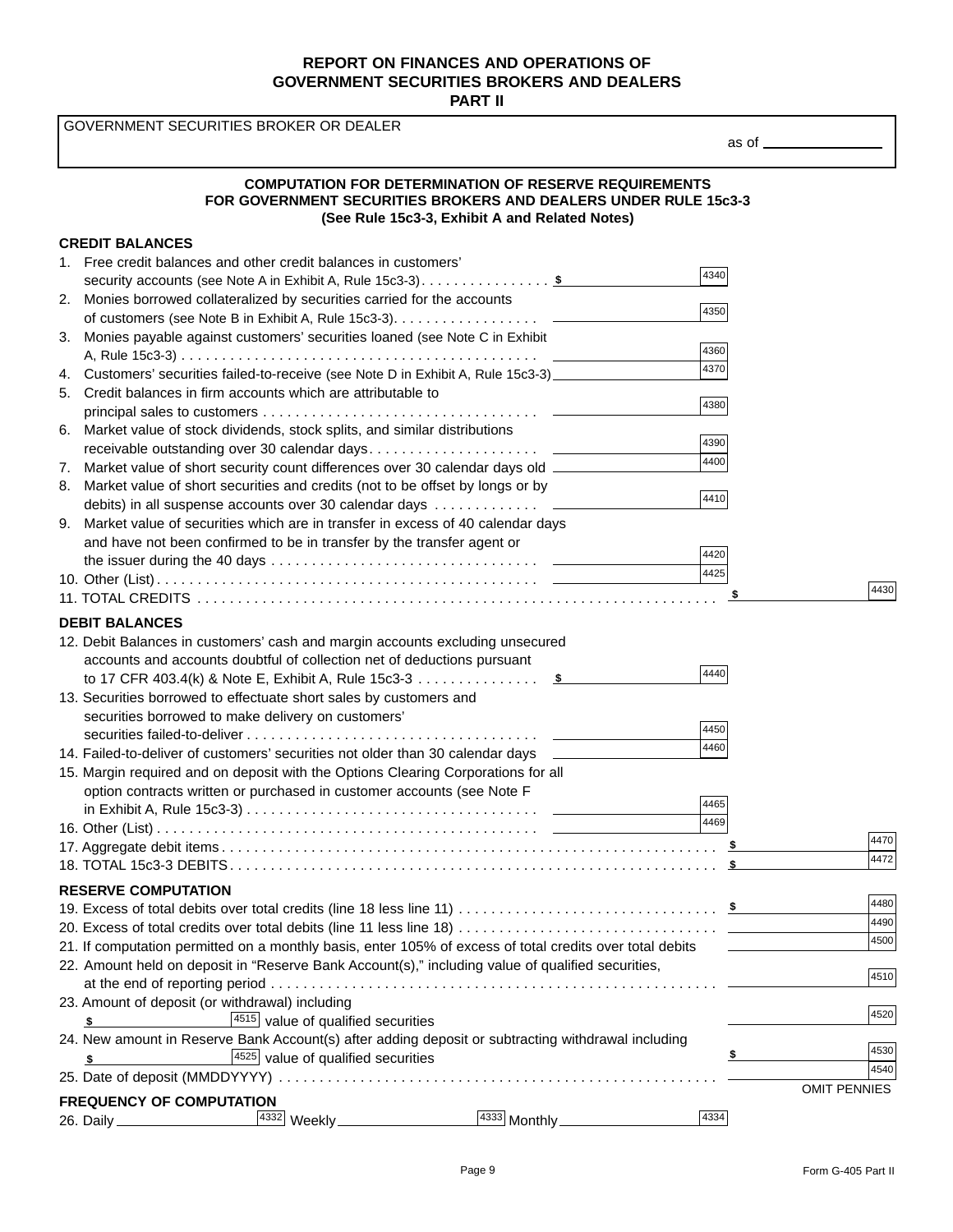# REPORT ON FINANCES AND OPERATIONS OF GOVERNMENT SECURITIES BROKERS AND DEALERS
## PART II

GOVERNMENT SECURITIES BROKER OR DEALER

as of ______________

### COMPUTATION FOR DETERMINATION OF RESERVE REQUIREMENTS FOR GOVERNMENT SECURITIES BROKERS AND DEALERS UNDER RULE 15c3-3
**(See Rule 15c3-3, Exhibit A and Related Notes)**

**CREDIT BALANCES**

| | | | | |
|---|---|---|---|---|
| 1. Free credit balances and other credit balances in customers' security accounts (see Note A in Exhibit A, Rule 15c3-3) | $ ______ | 4340 | | |
| 2. Monies borrowed collateralized by securities carried for the accounts of customers (see Note B in Exhibit A, Rule 15c3-3) | ______ | 4350 | | |
| 3. Monies payable against customers' securities loaned (see Note C in Exhibit A, Rule 15c3-3) | ______ | 4360 | | |
| 4. Customers' securities failed-to-receive (see Note D in Exhibit A, Rule 15c3-3) | ______ | 4370 | | |
| 5. Credit balances in firm accounts which are attributable to principal sales to customers | ______ | 4380 | | |
| 6. Market value of stock dividends, stock splits, and similar distributions receivable outstanding over 30 calendar days | ______ | 4390 | | |
| 7. Market value of short security count differences over 30 calendar days old | ______ | 4400 | | |
| 8. Market value of short securities and credits (not to be offset by longs or by debits) in all suspense accounts over 30 calendar days | ______ | 4410 | | |
| 9. Market value of securities which are in transfer in excess of 40 calendar days and have not been confirmed to be in transfer by the transfer agent or the issuer during the 40 days | ______ | 4420 | | |
| 10. Other (List) | ______ | 4425 | | |
| 11. TOTAL CREDITS | | | $ ______ | 4430 |

**DEBIT BALANCES**

| | | | | |
|---|---|---|---|---|
| 12. Debit Balances in customers' cash and margin accounts excluding unsecured accounts and accounts doubtful of collection net of deductions pursuant to 17 CFR 403.4(k) & Note E, Exhibit A, Rule 15c3-3 | $ ______ | 4440 | | |
| 13. Securities borrowed to effectuate short sales by customers and securities borrowed to make delivery on customers' securities failed-to-deliver | ______ | 4450 | | |
| 14. Failed-to-deliver of customers' securities not older than 30 calendar days | ______ | 4460 | | |
| 15. Margin required and on deposit with the Options Clearing Corporations for all option contracts written or purchased in customer accounts (see Note F in Exhibit A, Rule 15c3-3) | ______ | 4465 | | |
| 16. Other (List) | ______ | 4469 | | |
| 17. Aggregate debit items | | | $ ______ | 4470 |
| 18. TOTAL 15c3-3 DEBITS | | | $ ______ | 4472 |

**RESERVE COMPUTATION**

| | | |
|---|---|---|
| 19. Excess of total debits over total credits (line 18 less line 11) | $ ______ | 4480 |
| 20. Excess of total credits over total debits (line 11 less line 18) | ______ | 4490 |
| 21. If computation permitted on a monthly basis, enter 105% of excess of total credits over total debits | ______ | 4500 |
| 22. Amount held on deposit in "Reserve Bank Account(s)," including value of qualified securities, at the end of reporting period | ______ | 4510 |
| 23. Amount of deposit (or withdrawal) including $ ______ [4515] value of qualified securities | ______ | 4520 |
| 24. New amount in Reserve Bank Account(s) after adding deposit or subtracting withdrawal including $ ______ [4525] value of qualified securities | $ ______ | 4530 |
| 25. Date of deposit (MMDDYYYY) | ______ | 4540 |

OMIT PENNIES

**FREQUENCY OF COMPUTATION**

26. Daily ______ [4332] Weekly ______ [4333] Monthly ______ [4334]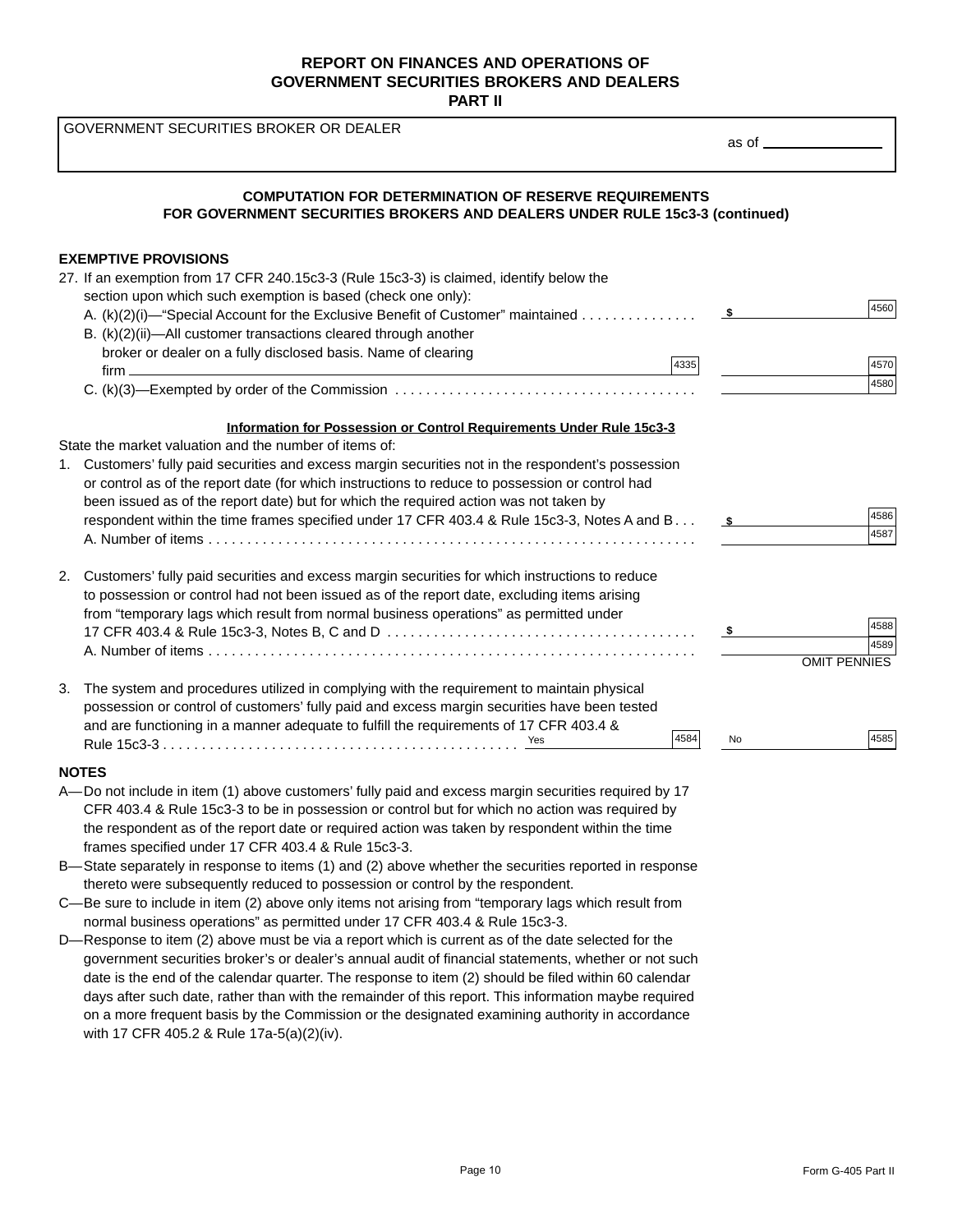# REPORT ON FINANCES AND OPERATIONS OF GOVERNMENT SECURITIES BROKERS AND DEALERS
## PART II

GOVERNMENT SECURITIES BROKER OR DEALER

as of ______________

### COMPUTATION FOR DETERMINATION OF RESERVE REQUIREMENTS FOR GOVERNMENT SECURITIES BROKERS AND DEALERS UNDER RULE 15c3-3 (continued)

**EXEMPTIVE PROVISIONS**

27. If an exemption from 17 CFR 240.15c3-3 (Rule 15c3-3) is claimed, identify below the section upon which such exemption is based (check one only):

| | | |
|---|---|---|
| A. (k)(2)(i)—"Special Account for the Exclusive Benefit of Customer" maintained . . . . . . . . . . . . . . | $ | 4560 |
| B. (k)(2)(ii)—All customer transactions cleared through another broker or dealer on a fully disclosed basis. Name of clearing firm ______ 4335 | | 4570 |
| C. (k)(3)—Exempted by order of the Commission . . . . . . . . . . . . . . . . . . . . . . . . . . . . . . . . . . . . . . . | | 4580 |

**Information for Possession or Control Requirements Under Rule 15c3-3**

State the market valuation and the number of items of:

| | | |
|---|---|---|
| 1. Customers' fully paid securities and excess margin securities not in the respondent's possession or control as of the report date (for which instructions to reduce to possession or control had been issued as of the report date) but for which the required action was not taken by respondent within the time frames specified under 17 CFR 403.4 & Rule 15c3-3, Notes A and B . . . | $ | 4586 |
| A. Number of items . . . . . . . . . . . . . . . . . . . . . . . . . . . . . . . . . . . . . . . . . . . . . . . . . . . . . . . . . . . . . | | 4587 |
| 2. Customers' fully paid securities and excess margin securities for which instructions to reduce to possession or control had not been issued as of the report date, excluding items arising from "temporary lags which result from normal business operations" as permitted under 17 CFR 403.4 & Rule 15c3-3, Notes B, C and D . . . . . . . . . . . . . . . . . . . . . . . . . . . . . . . . . . . . . . . | $ | 4588 |
| A. Number of items . . . . . . . . . . . . . . . . . . . . . . . . . . . . . . . . . . . . . . . . . . . . . . . . . . . . . . . . . . . . . | | 4589 |
| | | OMIT PENNIES |
| 3. The system and procedures utilized in complying with the requirement to maintain physical possession or control of customers' fully paid and excess margin securities have been tested and are functioning in a manner adequate to fulfill the requirements of 17 CFR 403.4 & Rule 15c3-3 . . . . . . . . . . . . . . . . . . . . . . . . . . . . . . . . . . . . . . . . . . . . . Yes ______ 4584 | No | 4585 |

**NOTES**

A—Do not include in item (1) above customers' fully paid and excess margin securities required by 17 CFR 403.4 & Rule 15c3-3 to be in possession or control but for which no action was required by the respondent as of the report date or required action was taken by respondent within the time frames specified under 17 CFR 403.4 & Rule 15c3-3.

B—State separately in response to items (1) and (2) above whether the securities reported in response thereto were subsequently reduced to possession or control by the respondent.

C—Be sure to include in item (2) above only items not arising from "temporary lags which result from normal business operations" as permitted under 17 CFR 403.4 & Rule 15c3-3.

D—Response to item (2) above must be via a report which is current as of the date selected for the government securities broker's or dealer's annual audit of financial statements, whether or not such date is the end of the calendar quarter. The response to item (2) should be filed within 60 calendar days after such date, rather than with the remainder of this report. This information maybe required on a more frequent basis by the Commission or the designated examining authority in accordance with 17 CFR 405.2 & Rule 17a-5(a)(2)(iv).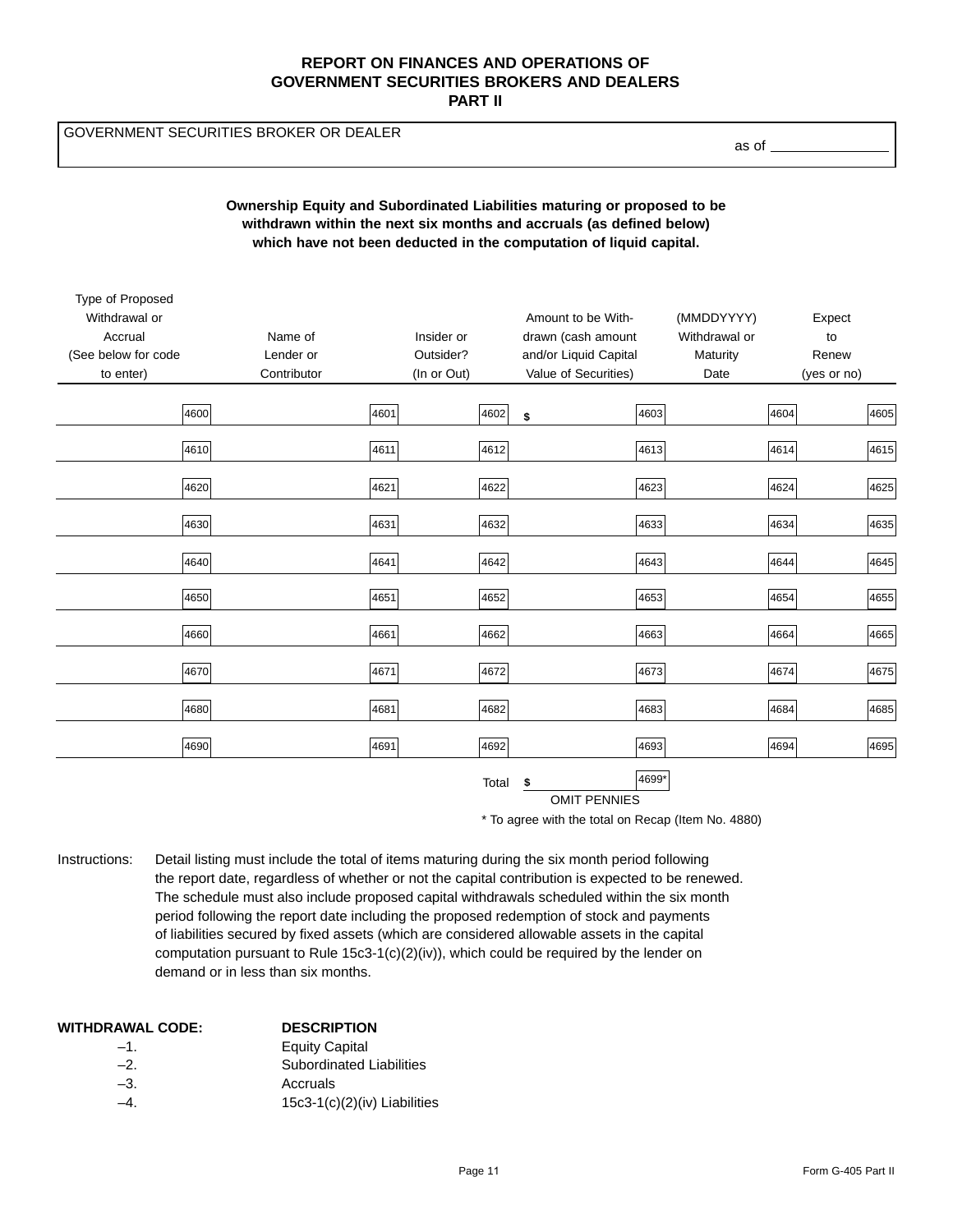# REPORT ON FINANCES AND OPERATIONS OF GOVERNMENT SECURITIES BROKERS AND DEALERS
## PART II

GOVERNMENT SECURITIES BROKER OR DEALER

as of ____________

**Ownership Equity and Subordinated Liabilities maturing or proposed to be withdrawn within the next six months and accruals (as defined below) which have not been deducted in the computation of liquid capital.**

| Type of Proposed Withdrawal or Accrual (See below for code to enter) | Name of Lender or Contributor | Insider or Outsider? (In or Out) | Amount to be Withdrawn (cash amount and/or Liquid Capital Value of Securities) | (MMDDYYYY) Withdrawal or Maturity Date | Expect to Renew (yes or no) |
|---|---|---|---|---|---|
| 4600 | 4601 | 4602 | $ 4603 | 4604 | 4605 |
| 4610 | 4611 | 4612 | 4613 | 4614 | 4615 |
| 4620 | 4621 | 4622 | 4623 | 4624 | 4625 |
| 4630 | 4631 | 4632 | 4633 | 4634 | 4635 |
| 4640 | 4641 | 4642 | 4643 | 4644 | 4645 |
| 4650 | 4651 | 4652 | 4653 | 4654 | 4655 |
| 4660 | 4661 | 4662 | 4663 | 4664 | 4665 |
| 4670 | 4671 | 4672 | 4673 | 4674 | 4675 |
| 4680 | 4681 | 4682 | 4683 | 4684 | 4685 |
| 4690 | 4691 | 4692 | 4693 | 4694 | 4695 |
| | | Total | $ 4699* | | |

OMIT PENNIES

\* To agree with the total on Recap (Item No. 4880)

Instructions: Detail listing must include the total of items maturing during the six month period following the report date, regardless of whether or not the capital contribution is expected to be renewed. The schedule must also include proposed capital withdrawals scheduled within the six month period following the report date including the proposed redemption of stock and payments of liabilities secured by fixed assets (which are considered allowable assets in the capital computation pursuant to Rule 15c3-1(c)(2)(iv)), which could be required by the lender on demand or in less than six months.

| WITHDRAWAL CODE: | DESCRIPTION |
|---|---|
| –1. | Equity Capital |
| –2. | Subordinated Liabilities |
| –3. | Accruals |
| –4. | 15c3-1(c)(2)(iv) Liabilities |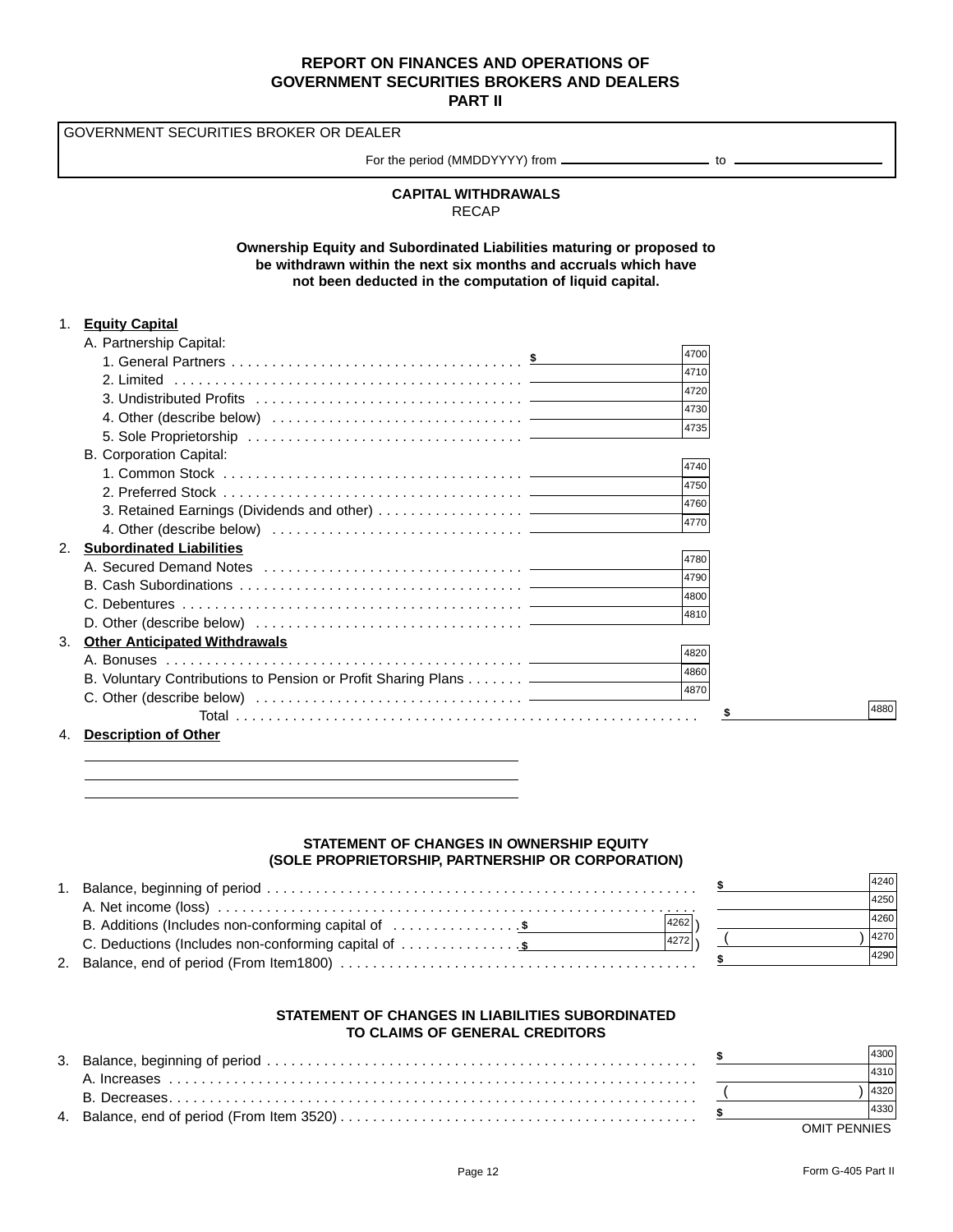# REPORT ON FINANCES AND OPERATIONS OF GOVERNMENT SECURITIES BROKERS AND DEALERS PART II

GOVERNMENT SECURITIES BROKER OR DEALER

For the period (MMDDYYYY) from ____________ to ____________

## CAPITAL WITHDRAWALS
RECAP

**Ownership Equity and Subordinated Liabilities maturing or proposed to be withdrawn within the next six months and accruals which have not been deducted in the computation of liquid capital.**

| | | | | |
|---|---|---|---|---|
| 1. **Equity Capital** | | | | |
| A. Partnership Capital: | | | | |
| 1. General Partners | $ | 4700 | | |
| 2. Limited | | 4710 | | |
| 3. Undistributed Profits | | 4720 | | |
| 4. Other (describe below) | | 4730 | | |
| 5. Sole Proprietorship | | 4735 | | |
| B. Corporation Capital: | | | | |
| 1. Common Stock | | 4740 | | |
| 2. Preferred Stock | | 4750 | | |
| 3. Retained Earnings (Dividends and other) | | 4760 | | |
| 4. Other (describe below) | | 4770 | | |
| 2. **Subordinated Liabilities** | | | | |
| A. Secured Demand Notes | | 4780 | | |
| B. Cash Subordinations | | 4790 | | |
| C. Debentures | | 4800 | | |
| D. Other (describe below) | | 4810 | | |
| 3. **Other Anticipated Withdrawals** | | | | |
| A. Bonuses | | 4820 | | |
| B. Voluntary Contributions to Pension or Profit Sharing Plans | | 4860 | | |
| C. Other (describe below) | | 4870 | | |
| Total | | | $ | 4880 |

4. **Description of Other**

______________________________________________

______________________________________________

______________________________________________

## STATEMENT OF CHANGES IN OWNERSHIP EQUITY (SOLE PROPRIETORSHIP, PARTNERSHIP OR CORPORATION)

| | | | | |
|---|---|---|---|---|
| 1. Balance, beginning of period | | | $ | 4240 |
| A. Net income (loss) | | | | 4250 |
| B. Additions (Includes non-conforming capital of | $ | 4262 ) | | 4260 |
| C. Deductions (Includes non-conforming capital of | $ | 4272 ) | ( ) | 4270 |
| 2. Balance, end of period (From Item1800) | | | $ | 4290 |

## STATEMENT OF CHANGES IN LIABILITIES SUBORDINATED TO CLAIMS OF GENERAL CREDITORS

| | | |
|---|---|---|
| 3. Balance, beginning of period | $ | 4300 |
| A. Increases | | 4310 |
| B. Decreases | ( ) | 4320 |
| 4. Balance, end of period (From Item 3520) | $ | 4330 |

OMIT PENNIES

Form G-405 Part II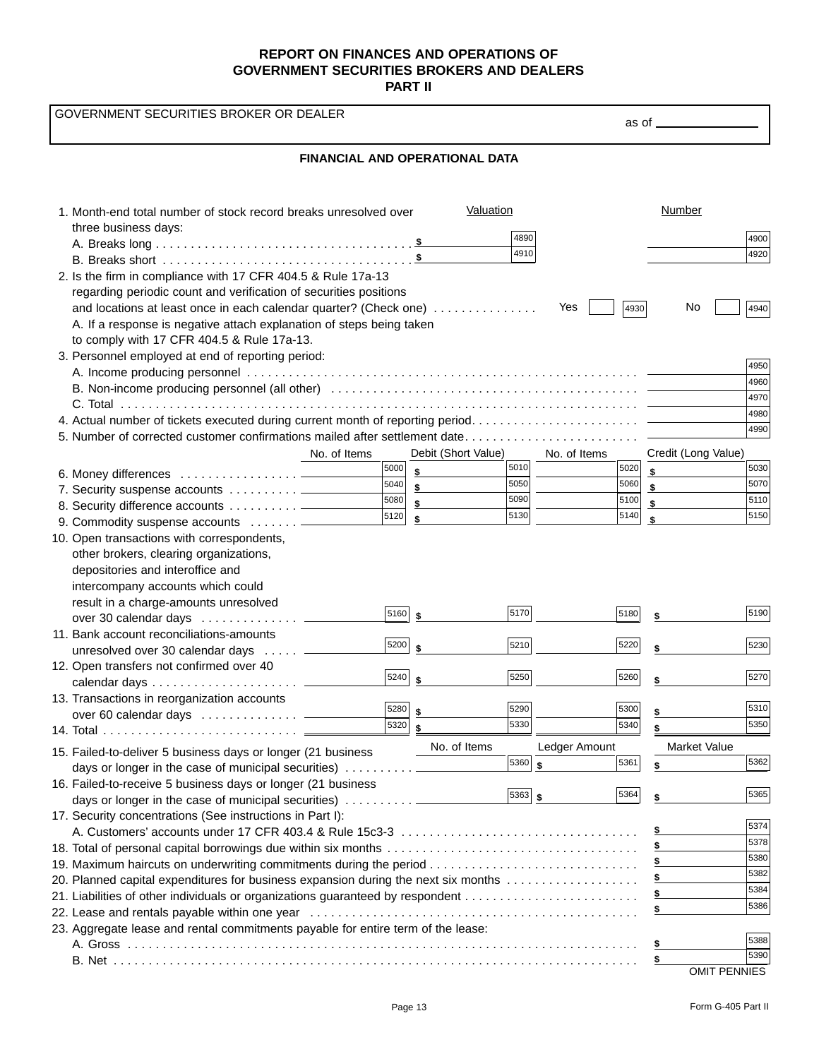# REPORT ON FINANCES AND OPERATIONS OF GOVERNMENT SECURITIES BROKERS AND DEALERS
## PART II

GOVERNMENT SECURITIES BROKER OR DEALER

as of ______________

### FINANCIAL AND OPERATIONAL DATA

| | Valuation | Number |
|---|---|---|
| 1. Month-end total number of stock record breaks unresolved over three business days: | | |
| A. Breaks long | $ [4890] | [4900] |
| B. Breaks short | $ [4910] | [4920] |

2. Is the firm in compliance with 17 CFR 404.5 & Rule 17a-13 regarding periodic count and verification of securities positions and locations at least once in each calendar quarter? (Check one) . . . . . . . . . . . . . . . Yes [4930] No [4940]

A. If a response is negative attach explanation of steps being taken to comply with 17 CFR 404.5 & Rule 17a-13.

| | |
|---|---|
| 3. Personnel employed at end of reporting period: | |
| A. Income producing personnel | [4950] |
| B. Non-income producing personnel (all other) | [4960] |
| C. Total | [4970] |
| 4. Actual number of tickets executed during current month of reporting period | [4980] |
| 5. Number of corrected customer confirmations mailed after settlement date | [4990] |

| | No. of Items | Debit (Short Value) | No. of Items | Credit (Long Value) |
|---|---|---|---|---|
| 6. Money differences | [5000] | $ [5010] | [5020] | $ [5030] |
| 7. Security suspense accounts | [5040] | $ [5050] | [5060] | $ [5070] |
| 8. Security difference accounts | [5080] | $ [5090] | [5100] | $ [5110] |
| 9. Commodity suspense accounts | [5120] | $ [5130] | [5140] | $ [5150] |
| 10. Open transactions with correspondents, other brokers, clearing organizations, depositories and interoffice and intercompany accounts which could result in a charge-amounts unresolved over 30 calendar days | [5160] | $ [5170] | [5180] | $ [5190] |
| 11. Bank account reconciliations-amounts unresolved over 30 calendar days | [5200] | $ [5210] | [5220] | $ [5230] |
| 12. Open transfers not confirmed over 40 calendar days | [5240] | $ [5250] | [5260] | $ [5270] |
| 13. Transactions in reorganization accounts over 60 calendar days | [5280] | $ [5290] | [5300] | $ [5310] |
| 14. Total | [5320] | $ [5330] | [5340] | $ [5350] |

| | No. of Items | Ledger Amount | Market Value |
|---|---|---|---|
| 15. Failed-to-deliver 5 business days or longer (21 business days or longer in the case of municipal securities) | [5360] | $ [5361] | $ [5362] |
| 16. Failed-to-receive 5 business days or longer (21 business days or longer in the case of municipal securities) | [5363] | $ [5364] | $ [5365] |

| | |
|---|---|
| 17. Security concentrations (See instructions in Part I): | |
| A. Customers' accounts under 17 CFR 403.4 & Rule 15c3-3 | $ [5374] |
| 18. Total of personal capital borrowings due within six months | $ [5378] |
| 19. Maximum haircuts on underwriting commitments during the period | $ [5380] |
| 20. Planned capital expenditures for business expansion during the next six months | $ [5382] |
| 21. Liabilities of other individuals or organizations guaranteed by respondent | $ [5384] |
| 22. Lease and rentals payable within one year | $ [5386] |
| 23. Aggregate lease and rental commitments payable for entire term of the lease: | |
| A. Gross | $ [5388] |
| B. Net | $ [5390] |

OMIT PENNIES